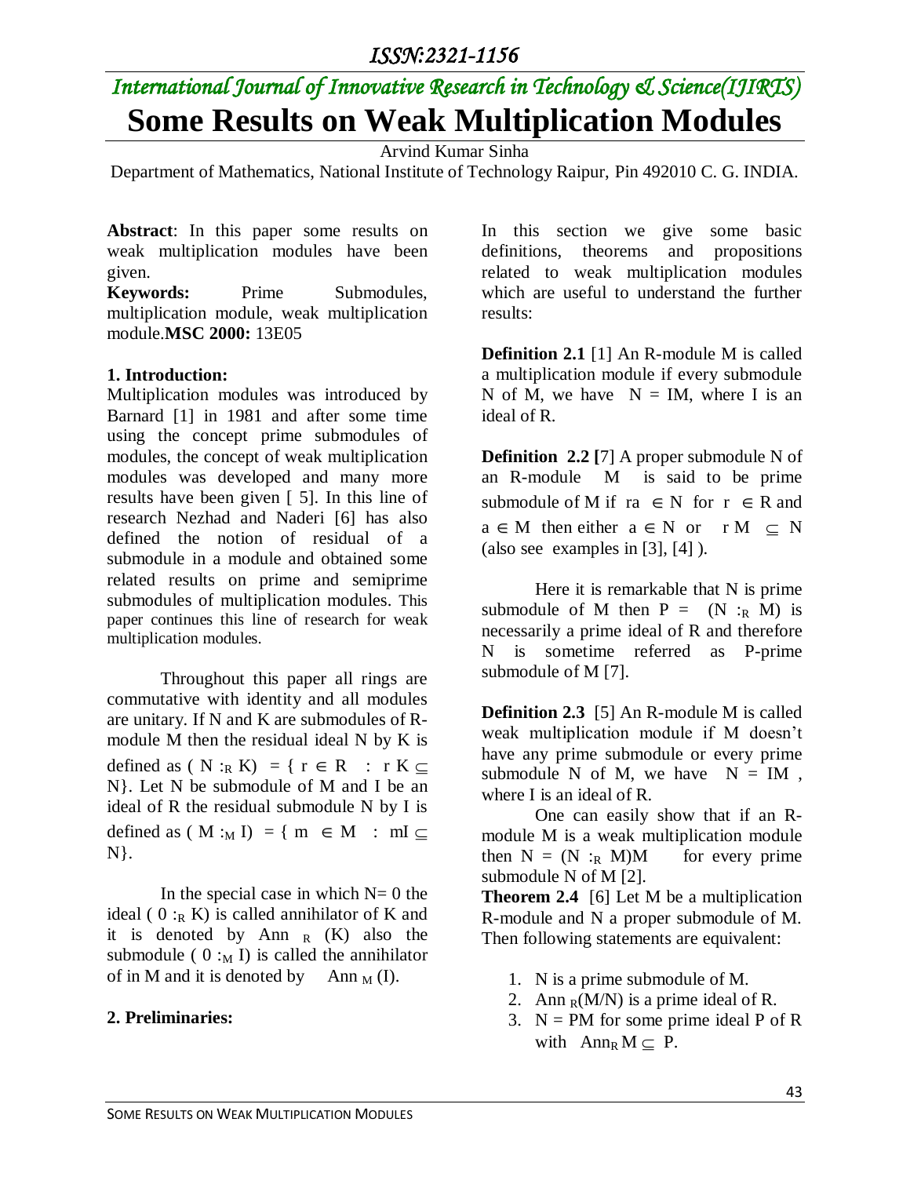# Some Results on Weak Multiplication Modules

Arvind Kumar Sinha

Department of Mathematics, National Institute of Technology Raipur, Pin 492010 C. G. INDIA.

**Abstract**: In this paper some results on weak multiplication modules have been given.

**Keywords:** Prime Submodules, multiplication module, weak multiplication module. **MSC 2000:** 13E05

## 1. Introduction:

Multiplication modules was introduced by Barnard [1] in 1981 and after some time using the concept prime submodules of modules, the concept of weak multiplication modules was developed and many more results have been given [ 5]. In this line of research Nezhad and Naderi [6] has also defined the notion of residual of a submodule in a module and obtained some related results on prime and semiprime submodules of multiplication modules. This paper continues this line of research for weak multiplication modules.

Throughout this paper all rings are commutative with identity and all modules are unitary. If N and K are submodules of R-module M then the residual ideal N by K is defined as $( N :_R K) = \{ r \in R : rK \subseteq N\}$. Let N be submodule of M and I be an ideal of R the residual submodule N by I is defined as $( M :_M I) = \{ m \in M : mI \subseteq N\}$.

In the special case in which N= 0 the ideal $( 0 :_R K)$ is called annihilator of K and it is denoted by $\text{Ann}_R(K)$ also the submodule $( 0 :_M I)$ is called the annihilator of in M and it is denoted by $\text{Ann}_M(I)$.

## 2. Preliminaries:

In this section we give some basic definitions, theorems and propositions related to weak multiplication modules which are useful to understand the further results:

**Definition 2.1** [1] An R-module M is called a multiplication module if every submodule N of M, we have N = IM, where I is an ideal of R.

**Definition 2.2** [7] A proper submodule N of an R-module M is said to be prime submodule of M if $ra \in N$ for $r \in R$ and $a \in M$ then either $a \in N$ or $rM \subseteq N$ (also see examples in [3], [4] ).

Here it is remarkable that N is prime submodule of M then $P = (N :_R M)$ is necessarily a prime ideal of R and therefore N is sometime referred as P-prime submodule of M [7].

**Definition 2.3** [5] An R-module M is called weak multiplication module if M doesn't have any prime submodule or every prime submodule N of M, we have N = IM , where I is an ideal of R.

One can easily show that if an R-module M is a weak multiplication module then $N = (N :_R M)M$ for every prime submodule N of M [2].

**Theorem 2.4** [6] Let M be a multiplication R-module and N a proper submodule of M. Then following statements are equivalent:

1. N is a prime submodule of M.
2. $\text{Ann}_R(M/N)$ is a prime ideal of R.
3. N = PM for some prime ideal P of R with $\text{Ann}_R M \subseteq P$.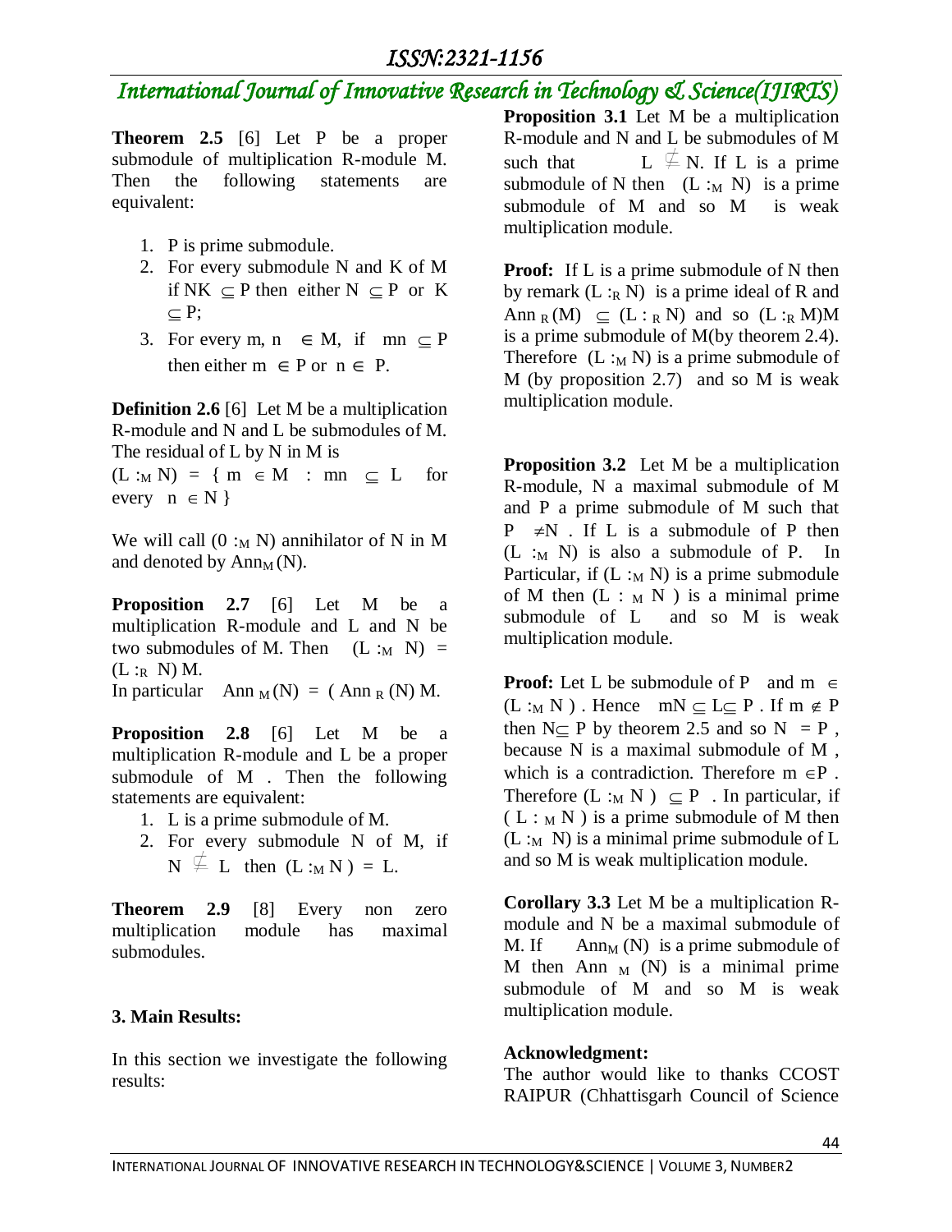**Theorem 2.5** [6] Let P be a proper submodule of multiplication R-module M. Then the following statements are equivalent:

1. P is prime submodule.
2. For every submodule N and K of M if $NK \subseteq P$ then either $N \subseteq P$ or $K \subseteq P$;
3. For every m, n $\in$ M, if $mn \subseteq P$ then either $m \in P$ or $n \in P$.

**Definition 2.6** [6] Let M be a multiplication R-module and N and L be submodules of M. The residual of L by N in M is

$(L :_M N) = \{ m \in M : mn \subseteq L$ for every $n \in N \}$

We will call $(0 :_M N)$ annihilator of N in M and denoted by $Ann_M(N)$.

**Proposition 2.7** [6] Let M be a multiplication R-module and L and N be two submodules of M. Then $(L :_M N) = (L :_R N) M$.

In particular $Ann_M(N) = (Ann_R(N) M$.

**Proposition 2.8** [6] Let M be a multiplication R-module and L be a proper submodule of M . Then the following statements are equivalent:

1. L is a prime submodule of M.
2. For every submodule N of M, if $N \nsubseteq L$ then $(L :_M N) = L$.

**Theorem 2.9** [8] Every non zero multiplication module has maximal submodules.

## 3. Main Results:

In this section we investigate the following results:

**Proposition 3.1** Let M be a multiplication R-module and N and L be submodules of M such that $L \nsubseteq N$. If L is a prime submodule of N then $(L :_M N)$ is a prime submodule of M and so M is weak multiplication module.

**Proof:** If L is a prime submodule of N then by remark $(L :_R N)$ is a prime ideal of R and $Ann_R(M) \subseteq (L :_R N)$ and so $(L :_R M)M$ is a prime submodule of M(by theorem 2.4). Therefore $(L :_M N)$ is a prime submodule of M (by proposition 2.7) and so M is weak multiplication module.

**Proposition 3.2** Let M be a multiplication R-module, N a maximal submodule of M and P a prime submodule of M such that $P \neq N$ . If L is a submodule of P then $(L :_M N)$ is also a submodule of P. In Particular, if $(L :_M N)$ is a prime submodule of M then $(L :_M N)$ is a minimal prime submodule of L and so M is weak multiplication module.

**Proof:** Let L be submodule of P and $m \in (L :_M N)$ . Hence $mN \subseteq L \subseteq P$ . If $m \notin P$ then $N \subseteq P$ by theorem 2.5 and so $N = P$ , because N is a maximal submodule of M , which is a contradiction. Therefore $m \in P$ . Therefore $(L :_M N) \subseteq P$ . In particular, if $(L :_M N)$ is a prime submodule of M then $(L :_M N)$ is a minimal prime submodule of L and so M is weak multiplication module.

**Corollary 3.3** Let M be a multiplication R-module and N be a maximal submodule of M. If $Ann_M(N)$ is a prime submodule of M then $Ann_M(N)$ is a minimal prime submodule of M and so M is weak multiplication module.

**Acknowledgment:**

The author would like to thanks CCOST RAIPUR (Chhattisgarh Council of Science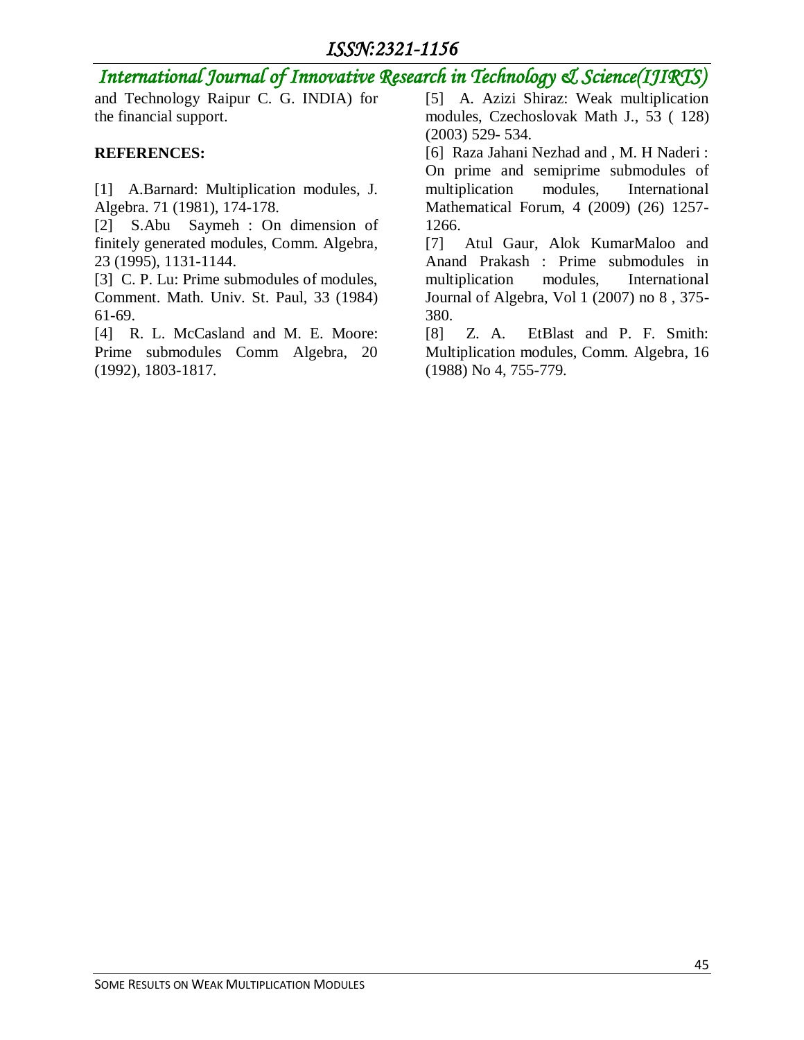and Technology Raipur C. G. INDIA) for the financial support.

**REFERENCES:**

[1] A.Barnard: Multiplication modules, J. Algebra. 71 (1981), 174-178.

[2] S.Abu Saymeh : On dimension of finitely generated modules, Comm. Algebra, 23 (1995), 1131-1144.

[3] C. P. Lu: Prime submodules of modules, Comment. Math. Univ. St. Paul, 33 (1984) 61-69.

[4] R. L. McCasland and M. E. Moore: Prime submodules Comm Algebra, 20 (1992), 1803-1817.

[5] A. Azizi Shiraz: Weak multiplication modules, Czechoslovak Math J., 53 ( 128) (2003) 529- 534.

[6] Raza Jahani Nezhad and , M. H Naderi : On prime and semiprime submodules of multiplication modules, International Mathematical Forum, 4 (2009) (26) 1257-1266.

[7] Atul Gaur, Alok KumarMaloo and Anand Prakash : Prime submodules in multiplication modules, International Journal of Algebra, Vol 1 (2007) no 8 , 375-380.

[8] Z. A. EtBlast and P. F. Smith: Multiplication modules, Comm. Algebra, 16 (1988) No 4, 755-779.